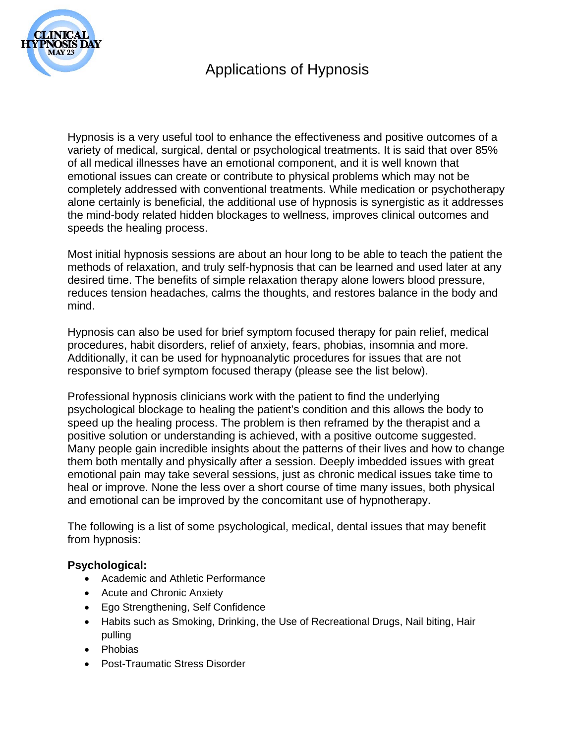# Applications of Hypnosis

Hypnosis is a very useful tool to enhance the effectiveness and positive outcomes of a variety of medical, surgical, dental or psychological treatments. It is said that over 85% of all medical illnesses have an emotional component, and it is well known that emotional issues can create or contribute to physical problems which may not be completely addressed with conventional treatments. While medication or psychotherapy alone certainly is beneficial, the additional use of hypnosis is synergistic as it addresses the mind-body related hidden blockages to wellness, improves clinical outcomes and speeds the healing process.

Most initial hypnosis sessions are about an hour long to be able to teach the patient the methods of relaxation, and truly self-hypnosis that can be learned and used later at any desired time. The benefits of simple relaxation therapy alone lowers blood pressure, reduces tension headaches, calms the thoughts, and restores balance in the body and mind.

Hypnosis can also be used for brief symptom focused therapy for pain relief, medical procedures, habit disorders, relief of anxiety, fears, phobias, insomnia and more. Additionally, it can be used for hypnoanalytic procedures for issues that are not responsive to brief symptom focused therapy (please see the list below).

Professional hypnosis clinicians work with the patient to find the underlying psychological blockage to healing the patient's condition and this allows the body to speed up the healing process. The problem is then reframed by the therapist and a positive solution or understanding is achieved, with a positive outcome suggested. Many people gain incredible insights about the patterns of their lives and how to change them both mentally and physically after a session. Deeply imbedded issues with great emotional pain may take several sessions, just as chronic medical issues take time to heal or improve. None the less over a short course of time many issues, both physical and emotional can be improved by the concomitant use of hypnotherapy.

The following is a list of some psychological, medical, dental issues that may benefit from hypnosis:

**Psychological:**

- Academic and Athletic Performance
- Acute and Chronic Anxiety
- Ego Strengthening, Self Confidence
- Habits such as Smoking, Drinking, the Use of Recreational Drugs, Nail biting, Hair pulling
- Phobias
- Post-Traumatic Stress Disorder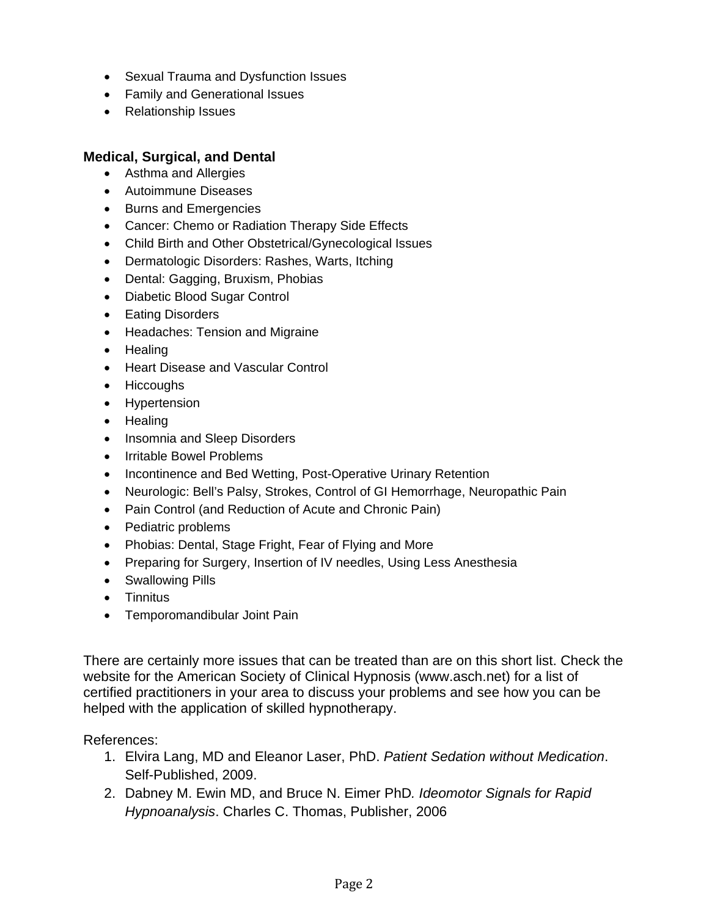- Sexual Trauma and Dysfunction Issues
- Family and Generational Issues
- Relationship Issues

**Medical, Surgical, and Dental**

- Asthma and Allergies
- Autoimmune Diseases
- Burns and Emergencies
- Cancer: Chemo or Radiation Therapy Side Effects
- Child Birth and Other Obstetrical/Gynecological Issues
- Dermatologic Disorders: Rashes, Warts, Itching
- Dental: Gagging, Bruxism, Phobias
- Diabetic Blood Sugar Control
- Eating Disorders
- Headaches: Tension and Migraine
- Healing
- Heart Disease and Vascular Control
- Hiccoughs
- Hypertension
- Healing
- Insomnia and Sleep Disorders
- Irritable Bowel Problems
- Incontinence and Bed Wetting, Post-Operative Urinary Retention
- Neurologic: Bell's Palsy, Strokes, Control of GI Hemorrhage, Neuropathic Pain
- Pain Control (and Reduction of Acute and Chronic Pain)
- Pediatric problems
- Phobias: Dental, Stage Fright, Fear of Flying and More
- Preparing for Surgery, Insertion of IV needles, Using Less Anesthesia
- Swallowing Pills
- Tinnitus
- Temporomandibular Joint Pain

There are certainly more issues that can be treated than are on this short list. Check the website for the American Society of Clinical Hypnosis (www.asch.net) for a list of certified practitioners in your area to discuss your problems and see how you can be helped with the application of skilled hypnotherapy.

References:

1. Elvira Lang, MD and Eleanor Laser, PhD. *Patient Sedation without Medication*. Self-Published, 2009.
2. Dabney M. Ewin MD, and Bruce N. Eimer PhD*. Ideomotor Signals for Rapid Hypnoanalysis*. Charles C. Thomas, Publisher, 2006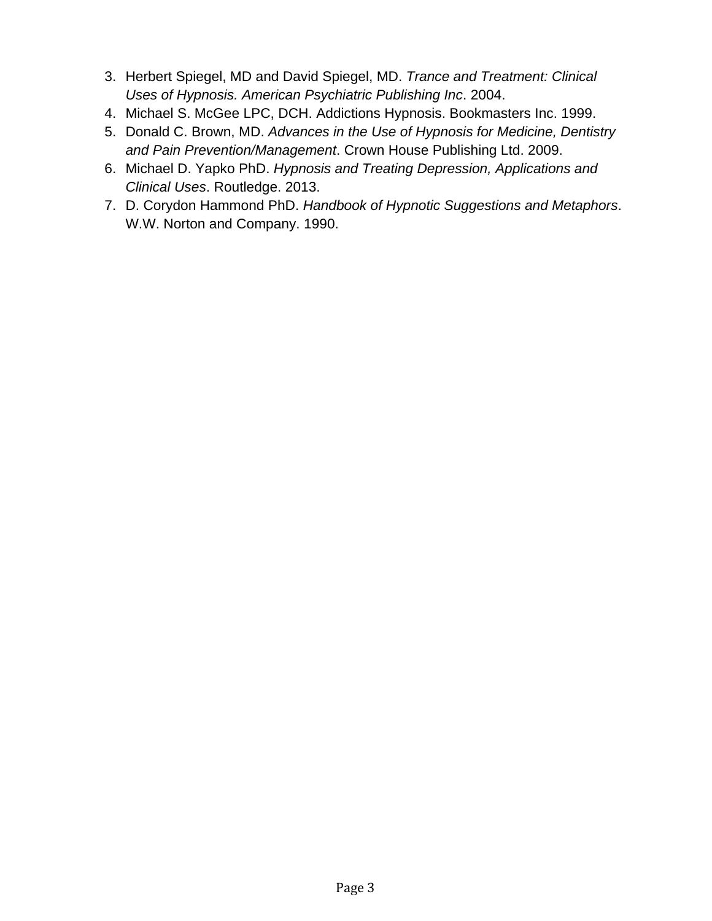3. Herbert Spiegel, MD and David Spiegel, MD. *Trance and Treatment: Clinical Uses of Hypnosis. American Psychiatric Publishing Inc*. 2004.
4. Michael S. McGee LPC, DCH. Addictions Hypnosis. Bookmasters Inc. 1999.
5. Donald C. Brown, MD. *Advances in the Use of Hypnosis for Medicine, Dentistry and Pain Prevention/Management*. Crown House Publishing Ltd. 2009.
6. Michael D. Yapko PhD. *Hypnosis and Treating Depression, Applications and Clinical Uses*. Routledge. 2013.
7. D. Corydon Hammond PhD. *Handbook of Hypnotic Suggestions and Metaphors*. W.W. Norton and Company. 1990.